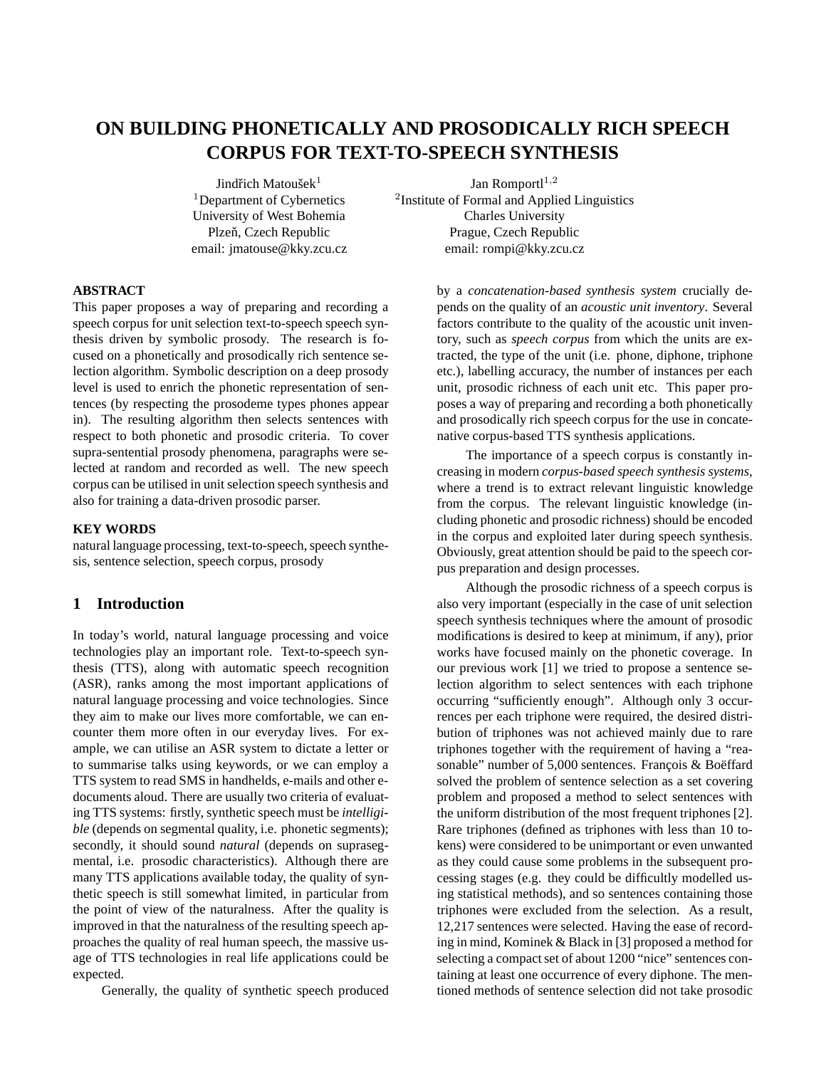# ON BUILDING PHONETICALLY AND PROSODICALLY RICH SPEECH CORPUS FOR TEXT-TO-SPEECH SYNTHESIS

Jindřich Matoušek[1]
[1]Department of Cybernetics
University of West Bohemia
Plzeň, Czech Republic
email: jmatouse@kky.zcu.cz

Jan Romportl[1,2]
[2]Institute of Formal and Applied Linguistics
Charles University
Prague, Czech Republic
email: rompi@kky.zcu.cz

**ABSTRACT**

This paper proposes a way of preparing and recording a speech corpus for unit selection text-to-speech speech synthesis driven by symbolic prosody. The research is focused on a phonetically and prosodically rich sentence selection algorithm. Symbolic description on a deep prosody level is used to enrich the phonetic representation of sentences (by respecting the prosodeme types phones appear in). The resulting algorithm then selects sentences with respect to both phonetic and prosodic criteria. To cover supra-sentential prosody phenomena, paragraphs were selected at random and recorded as well. The new speech corpus can be utilised in unit selection speech synthesis and also for training a data-driven prosodic parser.

**KEY WORDS**

natural language processing, text-to-speech, speech synthesis, sentence selection, speech corpus, prosody

## 1 Introduction

In today's world, natural language processing and voice technologies play an important role. Text-to-speech synthesis (TTS), along with automatic speech recognition (ASR), ranks among the most important applications of natural language processing and voice technologies. Since they aim to make our lives more comfortable, we can encounter them more often in our everyday lives. For example, we can utilise an ASR system to dictate a letter or to summarise talks using keywords, or we can employ a TTS system to read SMS in handhelds, e-mails and other e-documents aloud. There are usually two criteria of evaluating TTS systems: firstly, synthetic speech must be *intelligible* (depends on segmental quality, i.e. phonetic segments); secondly, it should sound *natural* (depends on suprasegmental, i.e. prosodic characteristics). Although there are many TTS applications available today, the quality of synthetic speech is still somewhat limited, in particular from the point of view of the naturalness. After the quality is improved in that the naturalness of the resulting speech approaches the quality of real human speech, the massive usage of TTS technologies in real life applications could be expected.

Generally, the quality of synthetic speech produced by a *concatenation-based synthesis system* crucially depends on the quality of an *acoustic unit inventory*. Several factors contribute to the quality of the acoustic unit inventory, such as *speech corpus* from which the units are extracted, the type of the unit (i.e. phone, diphone, triphone etc.), labelling accuracy, the number of instances per each unit, prosodic richness of each unit etc. This paper proposes a way of preparing and recording a both phonetically and prosodically rich speech corpus for the use in concatenative corpus-based TTS synthesis applications.

The importance of a speech corpus is constantly increasing in modern *corpus-based speech synthesis systems*, where a trend is to extract relevant linguistic knowledge from the corpus. The relevant linguistic knowledge (including phonetic and prosodic richness) should be encoded in the corpus and exploited later during speech synthesis. Obviously, great attention should be paid to the speech corpus preparation and design processes.

Although the prosodic richness of a speech corpus is also very important (especially in the case of unit selection speech synthesis techniques where the amount of prosodic modifications is desired to keep at minimum, if any), prior works have focused mainly on the phonetic coverage. In our previous work [1] we tried to propose a sentence selection algorithm to select sentences with each triphone occurring "sufficiently enough". Although only 3 occurrences per each triphone were required, the desired distribution of triphones was not achieved mainly due to rare triphones together with the requirement of having a "reasonable" number of 5,000 sentences. François & Boëffard solved the problem of sentence selection as a set covering problem and proposed a method to select sentences with the uniform distribution of the most frequent triphones [2]. Rare triphones (defined as triphones with less than 10 tokens) were considered to be unimportant or even unwanted as they could cause some problems in the subsequent processing stages (e.g. they could be difficultly modelled using statistical methods), and so sentences containing those triphones were excluded from the selection. As a result, 12,217 sentences were selected. Having the ease of recording in mind, Kominek & Black in [3] proposed a method for selecting a compact set of about 1200 "nice" sentences containing at least one occurrence of every diphone. The mentioned methods of sentence selection did not take prosodic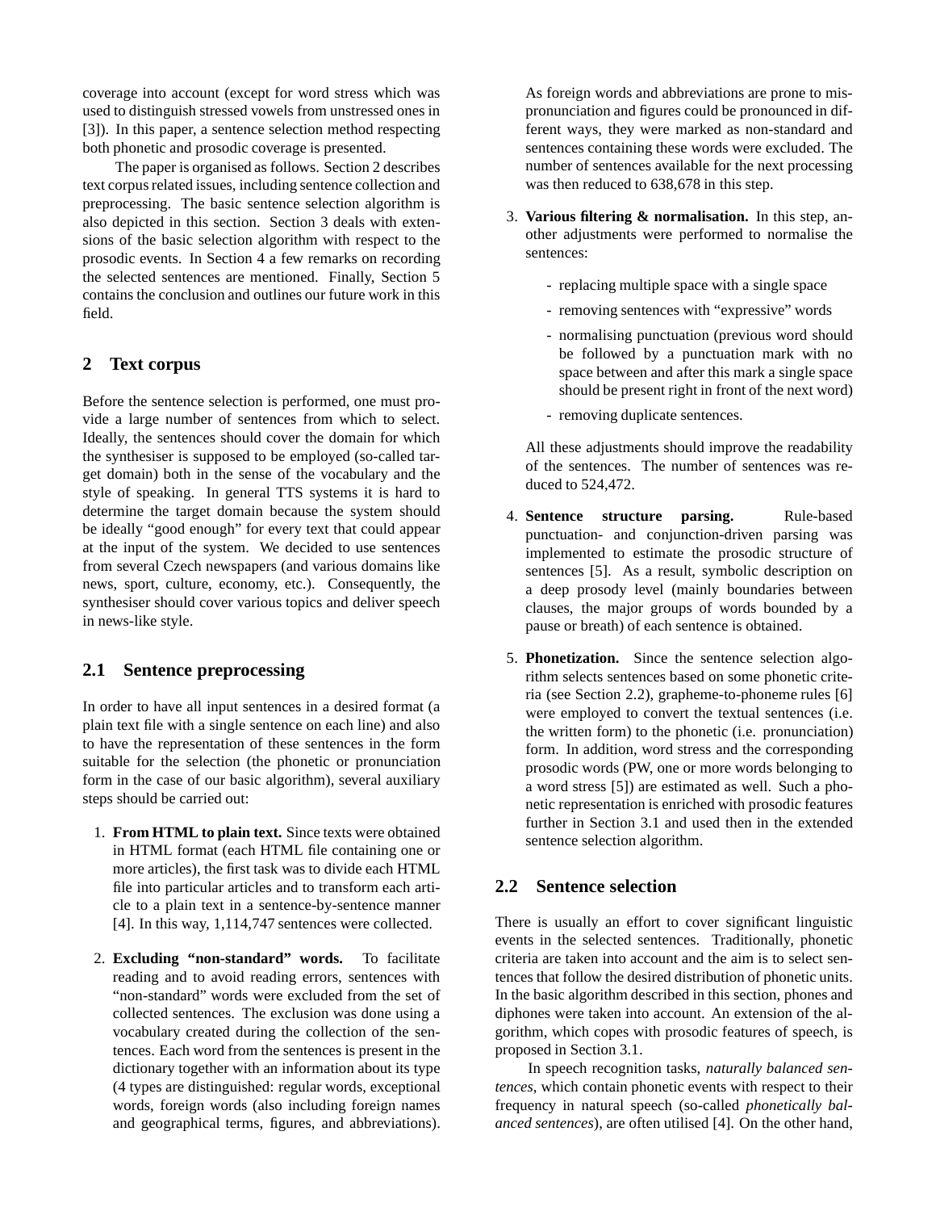coverage into account (except for word stress which was used to distinguish stressed vowels from unstressed ones in [3]). In this paper, a sentence selection method respecting both phonetic and prosodic coverage is presented.

The paper is organised as follows. Section 2 describes text corpus related issues, including sentence collection and preprocessing. The basic sentence selection algorithm is also depicted in this section. Section 3 deals with extensions of the basic selection algorithm with respect to the prosodic events. In Section 4 a few remarks on recording the selected sentences are mentioned. Finally, Section 5 contains the conclusion and outlines our future work in this field.

## 2 Text corpus

Before the sentence selection is performed, one must provide a large number of sentences from which to select. Ideally, the sentences should cover the domain for which the synthesiser is supposed to be employed (so-called target domain) both in the sense of the vocabulary and the style of speaking. In general TTS systems it is hard to determine the target domain because the system should be ideally "good enough" for every text that could appear at the input of the system. We decided to use sentences from several Czech newspapers (and various domains like news, sport, culture, economy, etc.). Consequently, the synthesiser should cover various topics and deliver speech in news-like style.

### 2.1 Sentence preprocessing

In order to have all input sentences in a desired format (a plain text file with a single sentence on each line) and also to have the representation of these sentences in the form suitable for the selection (the phonetic or pronunciation form in the case of our basic algorithm), several auxiliary steps should be carried out:

1. **From HTML to plain text.** Since texts were obtained in HTML format (each HTML file containing one or more articles), the first task was to divide each HTML file into particular articles and to transform each article to a plain text in a sentence-by-sentence manner [4]. In this way, 1,114,747 sentences were collected.

2. **Excluding "non-standard" words.** To facilitate reading and to avoid reading errors, sentences with "non-standard" words were excluded from the set of collected sentences. The exclusion was done using a vocabulary created during the collection of the sentences. Each word from the sentences is present in the dictionary together with an information about its type (4 types are distinguished: regular words, exceptional words, foreign words (also including foreign names and geographical terms, figures, and abbreviations). As foreign words and abbreviations are prone to mispronunciation and figures could be pronounced in different ways, they were marked as non-standard and sentences containing these words were excluded. The number of sentences available for the next processing was then reduced to 638,678 in this step.

3. **Various filtering & normalisation.** In this step, another adjustments were performed to normalise the sentences:

   - replacing multiple space with a single space
   - removing sentences with "expressive" words
   - normalising punctuation (previous word should be followed by a punctuation mark with no space between and after this mark a single space should be present right in front of the next word)
   - removing duplicate sentences.

   All these adjustments should improve the readability of the sentences. The number of sentences was reduced to 524,472.

4. **Sentence structure parsing.** Rule-based punctuation- and conjunction-driven parsing was implemented to estimate the prosodic structure of sentences [5]. As a result, symbolic description on a deep prosody level (mainly boundaries between clauses, the major groups of words bounded by a pause or breath) of each sentence is obtained.

5. **Phonetization.** Since the sentence selection algorithm selects sentences based on some phonetic criteria (see Section 2.2), grapheme-to-phoneme rules [6] were employed to convert the textual sentences (i.e. the written form) to the phonetic (i.e. pronunciation) form. In addition, word stress and the corresponding prosodic words (PW, one or more words belonging to a word stress [5]) are estimated as well. Such a phonetic representation is enriched with prosodic features further in Section 3.1 and used then in the extended sentence selection algorithm.

### 2.2 Sentence selection

There is usually an effort to cover significant linguistic events in the selected sentences. Traditionally, phonetic criteria are taken into account and the aim is to select sentences that follow the desired distribution of phonetic units. In the basic algorithm described in this section, phones and diphones were taken into account. An extension of the algorithm, which copes with prosodic features of speech, is proposed in Section 3.1.

In speech recognition tasks, *naturally balanced sentences*, which contain phonetic events with respect to their frequency in natural speech (so-called *phonetically balanced sentences*), are often utilised [4]. On the other hand,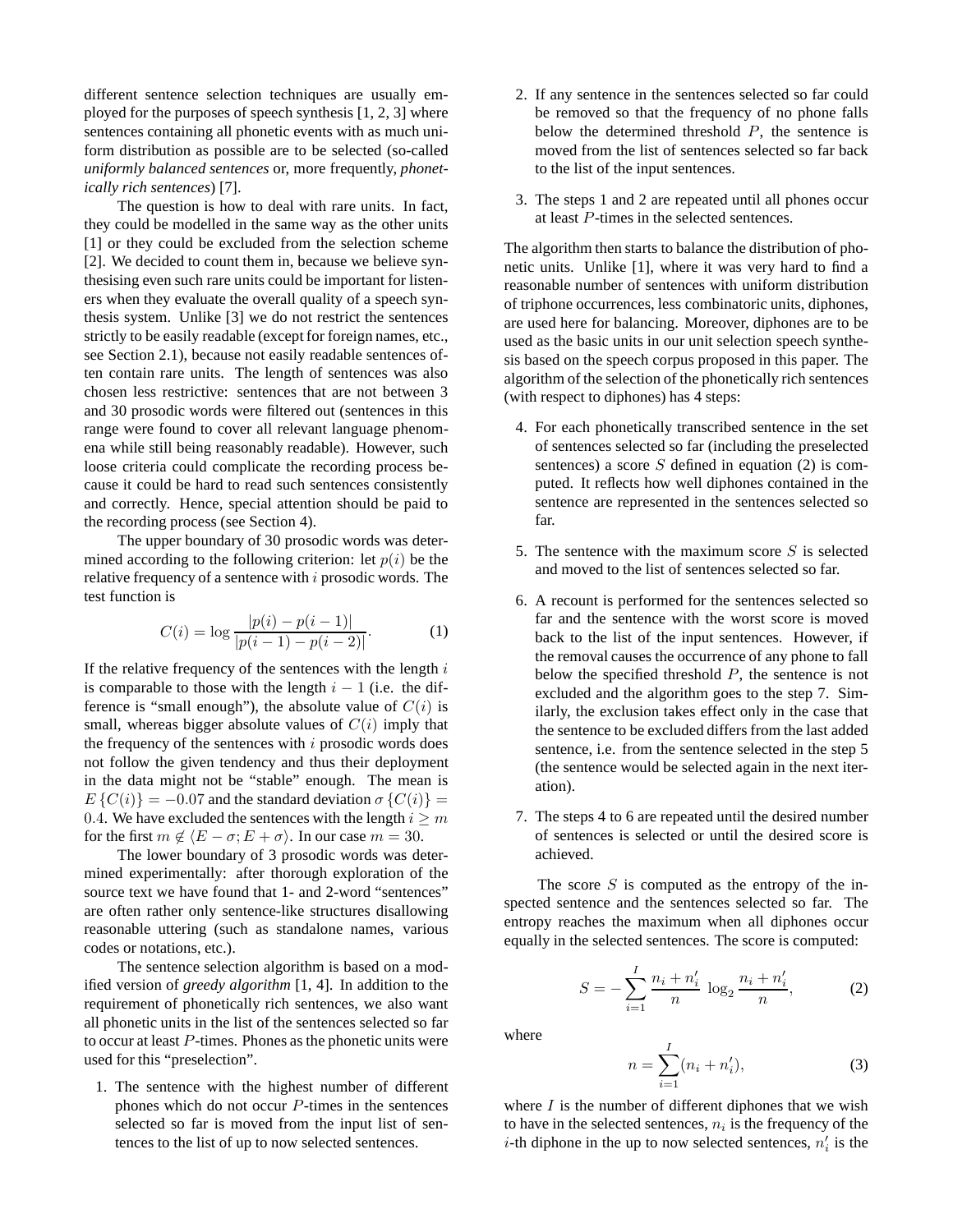different sentence selection techniques are usually employed for the purposes of speech synthesis [1, 2, 3] where sentences containing all phonetic events with as much uniform distribution as possible are to be selected (so-called *uniformly balanced sentences* or, more frequently, *phonetically rich sentences*) [7].

The question is how to deal with rare units. In fact, they could be modelled in the same way as the other units [1] or they could be excluded from the selection scheme [2]. We decided to count them in, because we believe synthesising even such rare units could be important for listeners when they evaluate the overall quality of a speech synthesis system. Unlike [3] we do not restrict the sentences strictly to be easily readable (except for foreign names, etc., see Section 2.1), because not easily readable sentences often contain rare units. The length of sentences was also chosen less restrictive: sentences that are not between 3 and 30 prosodic words were filtered out (sentences in this range were found to cover all relevant language phenomena while still being reasonably readable). However, such loose criteria could complicate the recording process because it could be hard to read such sentences consistently and correctly. Hence, special attention should be paid to the recording process (see Section 4).

The upper boundary of 30 prosodic words was determined according to the following criterion: let $p(i)$ be the relative frequency of a sentence with $i$ prosodic words. The test function is

$$C(i) = \log \frac{|p(i) - p(i-1)|}{|p(i-1) - p(i-2)|}. \tag{1}$$

If the relative frequency of the sentences with the length $i$ is comparable to those with the length $i-1$ (i.e. the difference is "small enough"), the absolute value of $C(i)$ is small, whereas bigger absolute values of $C(i)$ imply that the frequency of the sentences with $i$ prosodic words does not follow the given tendency and thus their deployment in the data might not be "stable" enough. The mean is $E\{C(i)\} = -0.07$ and the standard deviation $\sigma\{C(i)\} = 0.4$. We have excluded the sentences with the length $i \geq m$ for the first $m \notin \langle E - \sigma; E + \sigma \rangle$. In our case $m = 30$.

The lower boundary of 3 prosodic words was determined experimentally: after thorough exploration of the source text we have found that 1- and 2-word "sentences" are often rather only sentence-like structures disallowing reasonable uttering (such as standalone names, various codes or notations, etc.).

The sentence selection algorithm is based on a modified version of *greedy algorithm* [1, 4]. In addition to the requirement of phonetically rich sentences, we also want all phonetic units in the list of the sentences selected so far to occur at least $P$-times. Phones as the phonetic units were used for this "preselection".

1. The sentence with the highest number of different phones which do not occur $P$-times in the sentences selected so far is moved from the input list of sentences to the list of up to now selected sentences.

2. If any sentence in the sentences selected so far could be removed so that the frequency of no phone falls below the determined threshold $P$, the sentence is moved from the list of sentences selected so far back to the list of the input sentences.

3. The steps 1 and 2 are repeated until all phones occur at least $P$-times in the selected sentences.

The algorithm then starts to balance the distribution of phonetic units. Unlike [1], where it was very hard to find a reasonable number of sentences with uniform distribution of triphone occurrences, less combinatoric units, diphones, are used here for balancing. Moreover, diphones are to be used as the basic units in our unit selection speech synthesis based on the speech corpus proposed in this paper. The algorithm of the selection of the phonetically rich sentences (with respect to diphones) has 4 steps:

4. For each phonetically transcribed sentence in the set of sentences selected so far (including the preselected sentences) a score $S$ defined in equation (2) is computed. It reflects how well diphones contained in the sentence are represented in the sentences selected so far.

5. The sentence with the maximum score $S$ is selected and moved to the list of sentences selected so far.

6. A recount is performed for the sentences selected so far and the sentence with the worst score is moved back to the list of the input sentences. However, if the removal causes the occurrence of any phone to fall below the specified threshold $P$, the sentence is not excluded and the algorithm goes to the step 7. Similarly, the exclusion takes effect only in the case that the sentence to be excluded differs from the last added sentence, i.e. from the sentence selected in the step 5 (the sentence would be selected again in the next iteration).

7. The steps 4 to 6 are repeated until the desired number of sentences is selected or until the desired score is achieved.

The score $S$ is computed as the entropy of the inspected sentence and the sentences selected so far. The entropy reaches the maximum when all diphones occur equally in the selected sentences. The score is computed:

$$S = -\sum_{i=1}^{I} \frac{n_i + n'_i}{n} \log_2 \frac{n_i + n'_i}{n}, \tag{2}$$

where

$$n = \sum_{i=1}^{I} (n_i + n'_i), \tag{3}$$

where $I$ is the number of different diphones that we wish to have in the selected sentences, $n_i$ is the frequency of the $i$-th diphone in the up to now selected sentences, $n'_i$ is the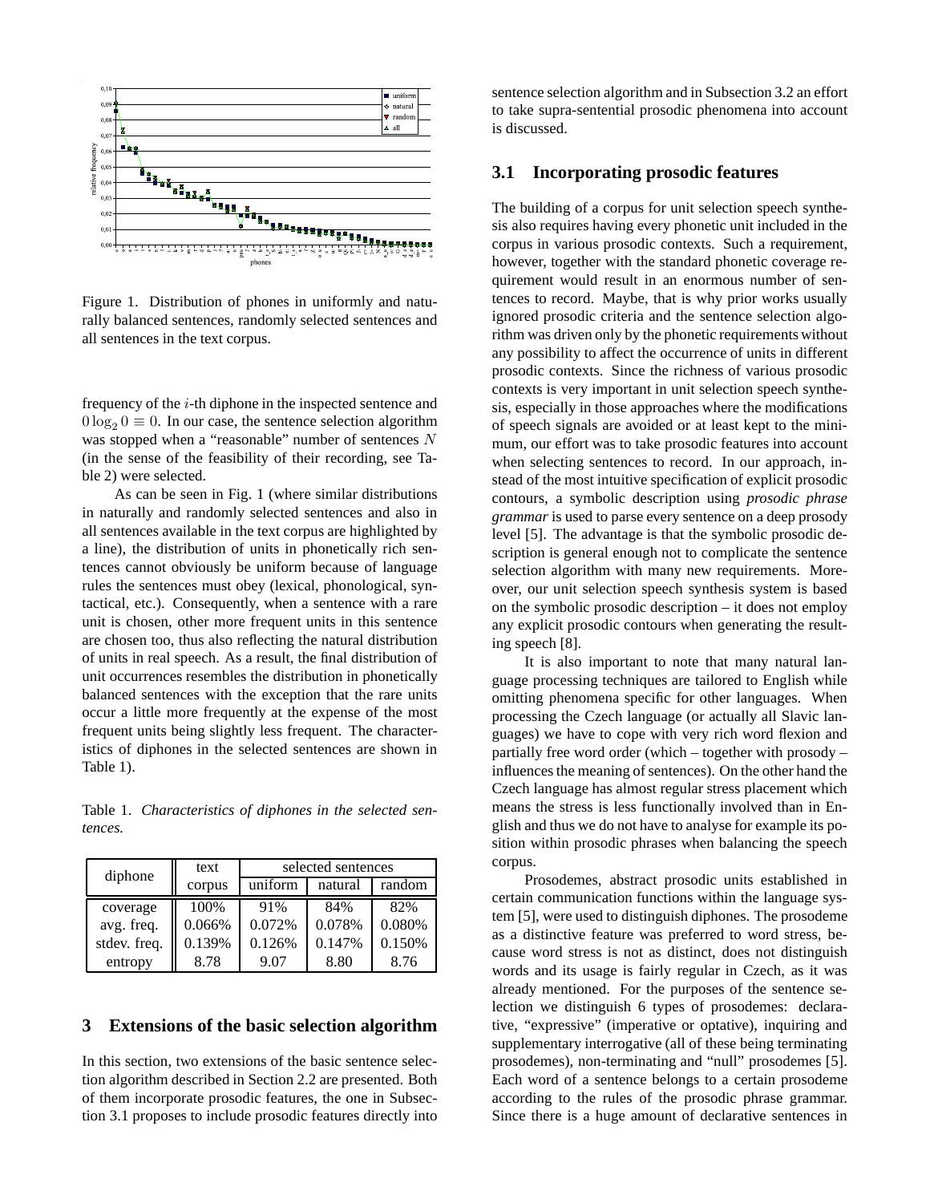Figure 1. Distribution of phones in uniformly and naturally balanced sentences, randomly selected sentences and all sentences in the text corpus.

frequency of the $i$-th diphone in the inspected sentence and $0 \log_2 0 \equiv 0$. In our case, the sentence selection algorithm was stopped when a "reasonable" number of sentences $N$ (in the sense of the feasibility of their recording, see Table 2) were selected.

As can be seen in Fig. 1 (where similar distributions in naturally and randomly selected sentences and also in all sentences available in the text corpus are highlighted by a line), the distribution of units in phonetically rich sentences cannot obviously be uniform because of language rules the sentences must obey (lexical, phonological, syntactical, etc.). Consequently, when a sentence with a rare unit is chosen, other more frequent units in this sentence are chosen too, thus also reflecting the natural distribution of units in real speech. As a result, the final distribution of unit occurrences resembles the distribution in phonetically balanced sentences with the exception that the rare units occur a little more frequently at the expense of the most frequent units being slightly less frequent. The characteristics of diphones in the selected sentences are shown in Table 1.

Table 1. *Characteristics of diphones in the selected sentences.*

| diphone | text corpus | selected sentences | | |
|---|---|---|---|---|
| | | uniform | natural | random |
| coverage | 100% | 91% | 84% | 82% |
| avg. freq. | 0.066% | 0.072% | 0.078% | 0.080% |
| stdev. freq. | 0.139% | 0.126% | 0.147% | 0.150% |
| entropy | 8.78 | 9.07 | 8.80 | 8.76 |

## 3 Extensions of the basic selection algorithm

In this section, two extensions of the basic sentence selection algorithm described in Section 2.2 are presented. Both of them incorporate prosodic features, the one in Subsection 3.1 proposes to include prosodic features directly into sentence selection algorithm and in Subsection 3.2 an effort to take supra-sentential prosodic phenomena into account is discussed.

### 3.1 Incorporating prosodic features

The building of a corpus for unit selection speech synthesis also requires having every phonetic unit included in the corpus in various prosodic contexts. Such a requirement, however, together with the standard phonetic coverage requirement would result in an enormous number of sentences to record. Maybe, that is why prior works usually ignored prosodic criteria and the sentence selection algorithm was driven only by the phonetic requirements without any possibility to affect the occurrence of units in different prosodic contexts. Since the richness of various prosodic contexts is very important in unit selection speech synthesis, especially in those approaches where the modifications of speech signals are avoided or at least kept to the minimum, our effort was to take prosodic features into account when selecting sentences to record. In our approach, instead of the most intuitive specification of explicit prosodic contours, a symbolic description using *prosodic phrase grammar* is used to parse every sentence on a deep prosody level [5]. The advantage is that the symbolic prosodic description is general enough not to complicate the sentence selection algorithm with many new requirements. Moreover, our unit selection speech synthesis system is based on the symbolic prosodic description – it does not employ any explicit prosodic contours when generating the resulting speech [8].

It is also important to note that many natural language processing techniques are tailored to English while omitting phenomena specific for other languages. When processing the Czech language (or actually all Slavic languages) we have to cope with very rich word flexion and partially free word order (which – together with prosody – influences the meaning of sentences). On the other hand the Czech language has almost regular stress placement which means the stress is less functionally involved than in English and thus we do not have to analyse for example its position within prosodic phrases when balancing the speech corpus.

Prosodemes, abstract prosodic units established in certain communication functions within the language system [5], were used to distinguish diphones. The prosodeme as a distinctive feature was preferred to word stress, because word stress is not as distinct, does not distinguish words and its usage is fairly regular in Czech, as it was already mentioned. For the purposes of the sentence selection we distinguish 6 types of prosodemes: declarative, "expressive" (imperative or optative), inquiring and supplementary interrogative (all of these being terminating prosodemes), non-terminating and "null" prosodemes [5]. Each word of a sentence belongs to a certain prosodeme according to the rules of the prosodic phrase grammar. Since there is a huge amount of declarative sentences in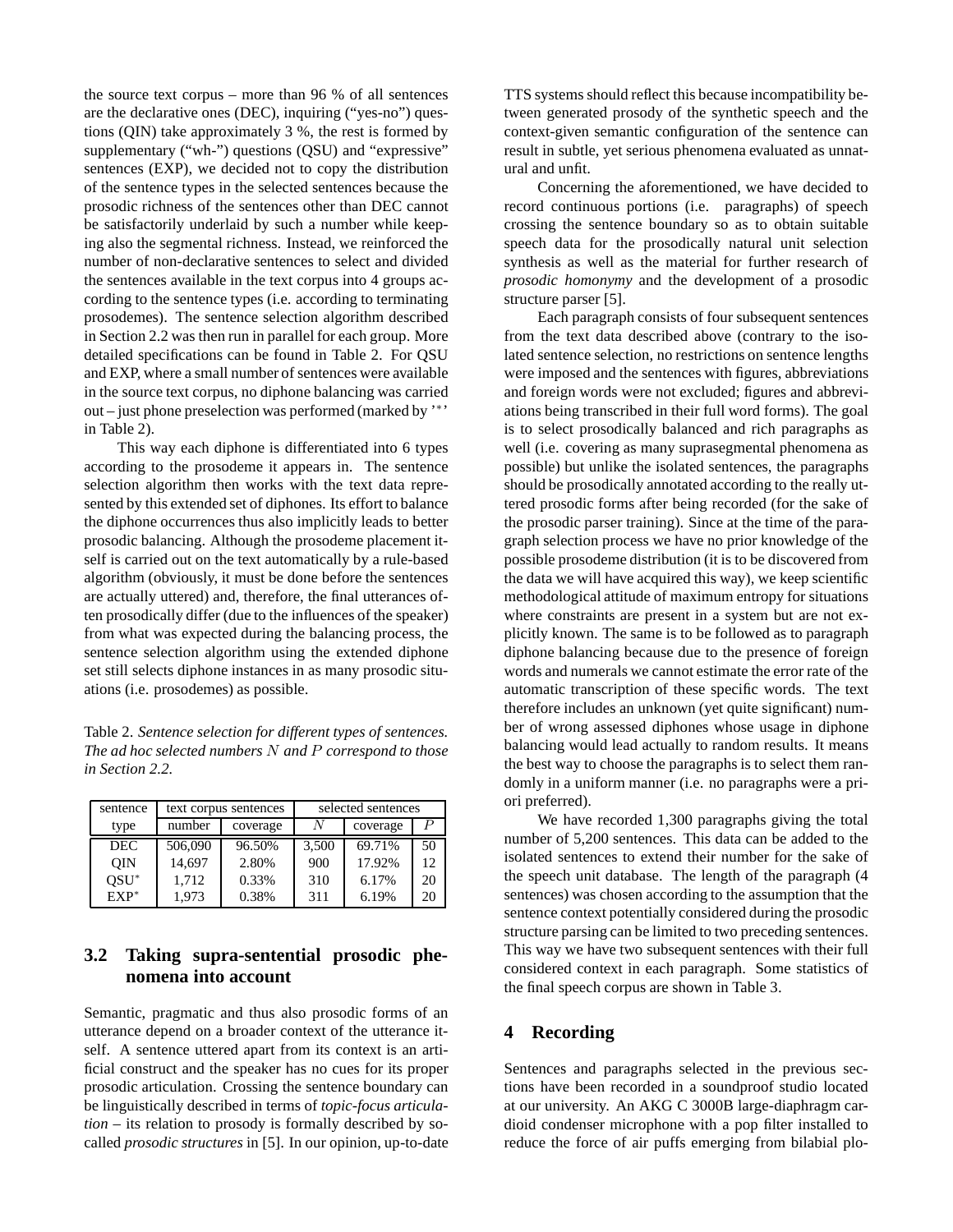the source text corpus – more than 96 % of all sentences are the declarative ones (DEC), inquiring ("yes-no") questions (QIN) take approximately 3 %, the rest is formed by supplementary ("wh-") questions (QSU) and "expressive" sentences (EXP), we decided not to copy the distribution of the sentence types in the selected sentences because the prosodic richness of the sentences other than DEC cannot be satisfactorily underlaid by such a number while keeping also the segmental richness. Instead, we reinforced the number of non-declarative sentences to select and divided the sentences available in the text corpus into 4 groups according to the sentence types (i.e. according to terminating prosodemes). The sentence selection algorithm described in Section 2.2 was then run in parallel for each group. More detailed specifications can be found in Table 2. For QSU and EXP, where a small number of sentences were available in the source text corpus, no diphone balancing was carried out – just phone preselection was performed (marked by '$^*$' in Table 2).

This way each diphone is differentiated into 6 types according to the prosodeme it appears in. The sentence selection algorithm then works with the text data represented by this extended set of diphones. Its effort to balance the diphone occurrences thus also implicitly leads to better prosodic balancing. Although the prosodeme placement itself is carried out on the text automatically by a rule-based algorithm (obviously, it must be done before the sentences are actually uttered) and, therefore, the final utterances often prosodically differ (due to the influences of the speaker) from what was expected during the balancing process, the sentence selection algorithm using the extended diphone set still selects diphone instances in as many prosodic situations (i.e. prosodemes) as possible.

Table 2. *Sentence selection for different types of sentences. The ad hoc selected numbers $N$ and $P$ correspond to those in Section 2.2.*

| sentence | text corpus sentences | | selected sentences | | |
|---|---|---|---|---|---|
| type | number | coverage | $N$ | coverage | $P$ |
| DEC | 506,090 | 96.50% | 3,500 | 69.71% | 50 |
| QIN | 14,697 | 2.80% | 900 | 17.92% | 12 |
| QSU$^*$ | 1,712 | 0.33% | 310 | 6.17% | 20 |
| EXP$^*$ | 1,973 | 0.38% | 311 | 6.19% | 20 |

### 3.2 Taking supra-sentential prosodic phenomena into account

Semantic, pragmatic and thus also prosodic forms of an utterance depend on a broader context of the utterance itself. A sentence uttered apart from its context is an artificial construct and the speaker has no cues for its proper prosodic articulation. Crossing the sentence boundary can be linguistically described in terms of *topic-focus articulation* – its relation to prosody is formally described by so-called *prosodic structures* in [5]. In our opinion, up-to-date TTS systems should reflect this because incompatibility between generated prosody of the synthetic speech and the context-given semantic configuration of the sentence can result in subtle, yet serious phenomena evaluated as unnatural and unfit.

Concerning the aforementioned, we have decided to record continuous portions (i.e. paragraphs) of speech crossing the sentence boundary so as to obtain suitable speech data for the prosodically natural unit selection synthesis as well as the material for further research of *prosodic homonymy* and the development of a prosodic structure parser [5].

Each paragraph consists of four subsequent sentences from the text data described above (contrary to the isolated sentence selection, no restrictions on sentence lengths were imposed and the sentences with figures, abbreviations and foreign words were not excluded; figures and abbreviations being transcribed in their full word forms). The goal is to select prosodically balanced and rich paragraphs as well (i.e. covering as many suprasegmental phenomena as possible) but unlike the isolated sentences, the paragraphs should be prosodically annotated according to the really uttered prosodic forms after being recorded (for the sake of the prosodic parser training). Since at the time of the paragraph selection process we have no prior knowledge of the possible prosodeme distribution (it is to be discovered from the data we will have acquired this way), we keep scientific methodological attitude of maximum entropy for situations where constraints are present in a system but are not explicitly known. The same is to be followed as to paragraph diphone balancing because due to the presence of foreign words and numerals we cannot estimate the error rate of the automatic transcription of these specific words. The text therefore includes an unknown (yet quite significant) number of wrong assessed diphones whose usage in diphone balancing would lead actually to random results. It means the best way to choose the paragraphs is to select them randomly in a uniform manner (i.e. no paragraphs were a priori preferred).

We have recorded 1,300 paragraphs giving the total number of 5,200 sentences. This data can be added to the isolated sentences to extend their number for the sake of the speech unit database. The length of the paragraph (4 sentences) was chosen according to the assumption that the sentence context potentially considered during the prosodic structure parsing can be limited to two preceding sentences. This way we have two subsequent sentences with their full considered context in each paragraph. Some statistics of the final speech corpus are shown in Table 3.

## 4 Recording

Sentences and paragraphs selected in the previous sections have been recorded in a soundproof studio located at our university. An AKG C 3000B large-diaphragm cardioid condenser microphone with a pop filter installed to reduce the force of air puffs emerging from bilabial plo-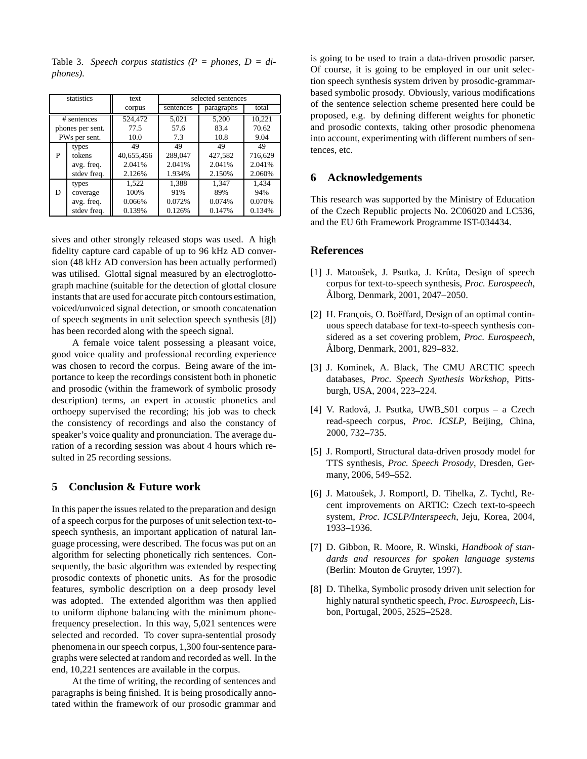Table 3. *Speech corpus statistics (P = phones, D = diphones).*

| statistics | | text corpus | selected sentences | | |
|---|---|---|---|---|---|
| | | | sentences | paragraphs | total |
| # sentences | | 524,472 | 5,021 | 5,200 | 10,221 |
| phones per sent. | | 77.5 | 57.6 | 83.4 | 70.62 |
| PWs per sent. | | 10.0 | 7.3 | 10.8 | 9.04 |
| P | types | 49 | 49 | 49 | 49 |
| | tokens | 40,655,456 | 289,047 | 427,582 | 716,629 |
| | avg. freq. | 2.041% | 2.041% | 2.041% | 2.041% |
| | stdev freq. | 2.126% | 1.934% | 2.150% | 2.060% |
| D | types | 1,522 | 1,388 | 1,347 | 1,434 |
| | coverage | 100% | 91% | 89% | 94% |
| | avg. freq. | 0.066% | 0.072% | 0.074% | 0.070% |
| | stdev freq. | 0.139% | 0.126% | 0.147% | 0.134% |

sives and other strongly released stops was used. A high fidelity capture card capable of up to 96 kHz AD conversion (48 kHz AD conversion has been actually performed) was utilised. Glottal signal measured by an electroglottograph machine (suitable for the detection of glottal closure instants that are used for accurate pitch contours estimation, voiced/unvoiced signal detection, or smooth concatenation of speech segments in unit selection speech synthesis [8]) has been recorded along with the speech signal.

A female voice talent possessing a pleasant voice, good voice quality and professional recording experience was chosen to record the corpus. Being aware of the importance to keep the recordings consistent both in phonetic and prosodic (within the framework of symbolic prosody description) terms, an expert in acoustic phonetics and orthoepy supervised the recording; his job was to check the consistency of recordings and also the constancy of speaker's voice quality and pronunciation. The average duration of a recording session was about 4 hours which resulted in 25 recording sessions.

## 5 Conclusion & Future work

In this paper the issues related to the preparation and design of a speech corpus for the purposes of unit selection text-to-speech synthesis, an important application of natural language processing, were described. The focus was put on an algorithm for selecting phonetically rich sentences. Consequently, the basic algorithm was extended by respecting prosodic contexts of phonetic units. As for the prosodic features, symbolic description on a deep prosody level was adopted. The extended algorithm was then applied to uniform diphone balancing with the minimum phone-frequency preselection. In this way, 5,021 sentences were selected and recorded. To cover supra-sentential prosody phenomena in our speech corpus, 1,300 four-sentence paragraphs were selected at random and recorded as well. In the end, 10,221 sentences are available in the corpus.

At the time of writing, the recording of sentences and paragraphs is being finished. It is being prosodically annotated within the framework of our prosodic grammar and is going to be used to train a data-driven prosodic parser. Of course, it is going to be employed in our unit selection speech synthesis system driven by prosodic-grammar-based symbolic prosody. Obviously, various modifications of the sentence selection scheme presented here could be proposed, e.g. by defining different weights for phonetic and prosodic contexts, taking other prosodic phenomena into account, experimenting with different numbers of sentences, etc.

## 6 Acknowledgements

This research was supported by the Ministry of Education of the Czech Republic projects No. 2C06020 and LC536, and the EU 6th Framework Programme IST-034434.

## References

[1] J. Matoušek, J. Psutka, J. Krůta, Design of speech corpus for text-to-speech synthesis, *Proc. Eurospeech*, Ålborg, Denmark, 2001, 2047–2050.

[2] H. François, O. Boëffard, Design of an optimal continuous speech database for text-to-speech synthesis considered as a set covering problem, *Proc. Eurospeech*, Ålborg, Denmark, 2001, 829–832.

[3] J. Kominek, A. Black, The CMU ARCTIC speech databases, *Proc. Speech Synthesis Workshop*, Pittsburgh, USA, 2004, 223–224.

[4] V. Radová, J. Psutka, UWB_S01 corpus – a Czech read-speech corpus, *Proc. ICSLP*, Beijing, China, 2000, 732–735.

[5] J. Romportl, Structural data-driven prosody model for TTS synthesis, *Proc. Speech Prosody*, Dresden, Germany, 2006, 549–552.

[6] J. Matoušek, J. Romportl, D. Tihelka, Z. Tychtl, Recent improvements on ARTIC: Czech text-to-speech system, *Proc. ICSLP/Interspeech*, Jeju, Korea, 2004, 1933–1936.

[7] D. Gibbon, R. Moore, R. Winski, *Handbook of standards and resources for spoken language systems* (Berlin: Mouton de Gruyter, 1997).

[8] D. Tihelka, Symbolic prosody driven unit selection for highly natural synthetic speech, *Proc. Eurospeech*, Lisbon, Portugal, 2005, 2525–2528.